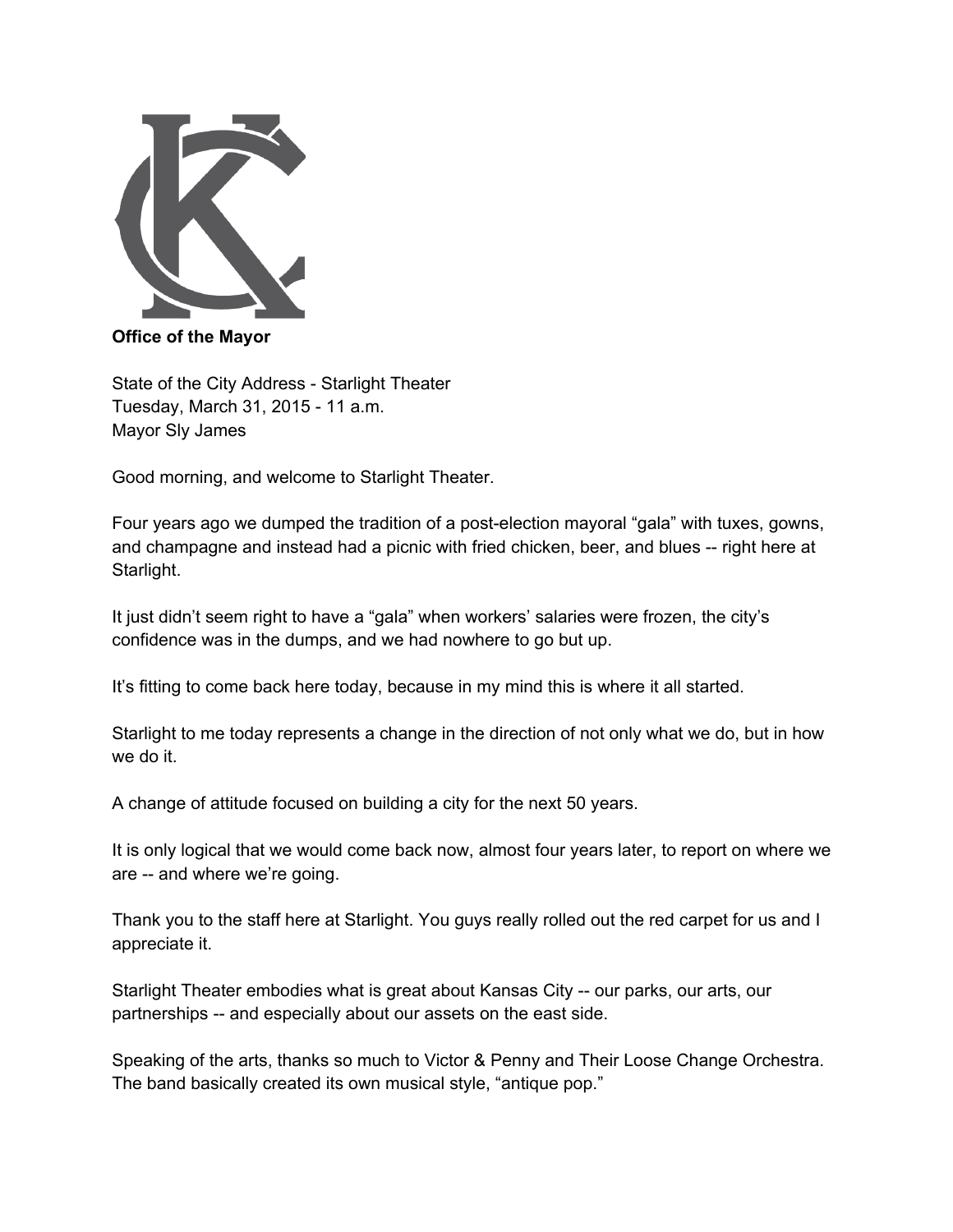**Office of the Mayor**

State of the City Address - Starlight Theater
Tuesday, March 31, 2015 - 11 a.m.
Mayor Sly James

Good morning, and welcome to Starlight Theater.

Four years ago we dumped the tradition of a post-election mayoral "gala" with tuxes, gowns, and champagne and instead had a picnic with fried chicken, beer, and blues -- right here at Starlight.

It just didn't seem right to have a "gala" when workers' salaries were frozen, the city's confidence was in the dumps, and we had nowhere to go but up.

It's fitting to come back here today, because in my mind this is where it all started.

Starlight to me today represents a change in the direction of not only what we do, but in how we do it.

A change of attitude focused on building a city for the next 50 years.

It is only logical that we would come back now, almost four years later, to report on where we are -- and where we're going.

Thank you to the staff here at Starlight. You guys really rolled out the red carpet for us and I appreciate it.

Starlight Theater embodies what is great about Kansas City -- our parks, our arts, our partnerships -- and especially about our assets on the east side.

Speaking of the arts, thanks so much to Victor & Penny and Their Loose Change Orchestra. The band basically created its own musical style, "antique pop."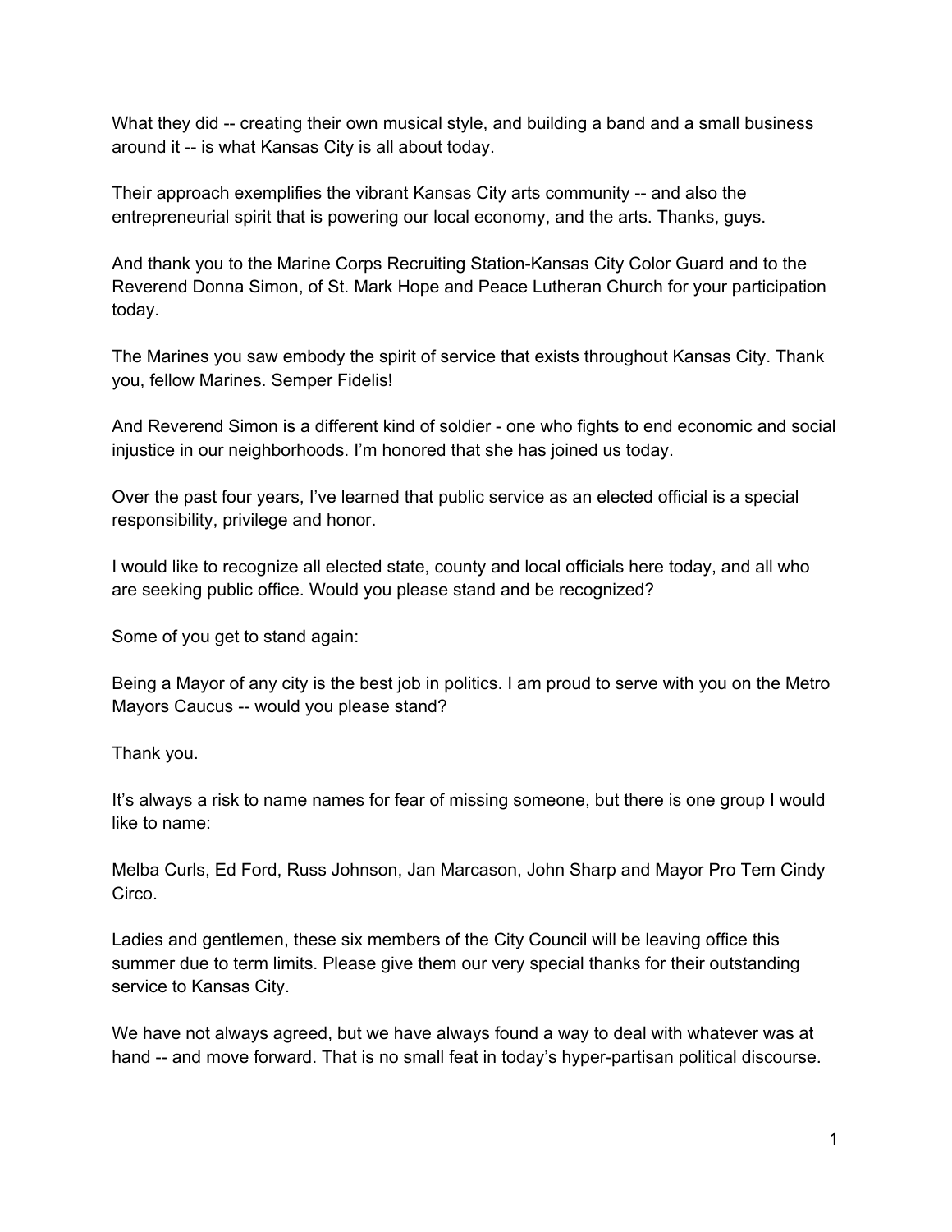What they did -- creating their own musical style, and building a band and a small business around it -- is what Kansas City is all about today.

Their approach exemplifies the vibrant Kansas City arts community -- and also the entrepreneurial spirit that is powering our local economy, and the arts. Thanks, guys.

And thank you to the Marine Corps Recruiting Station-Kansas City Color Guard and to the Reverend Donna Simon, of St. Mark Hope and Peace Lutheran Church for your participation today.

The Marines you saw embody the spirit of service that exists throughout Kansas City. Thank you, fellow Marines. Semper Fidelis!

And Reverend Simon is a different kind of soldier - one who fights to end economic and social injustice in our neighborhoods. I'm honored that she has joined us today.

Over the past four years, I've learned that public service as an elected official is a special responsibility, privilege and honor.

I would like to recognize all elected state, county and local officials here today, and all who are seeking public office. Would you please stand and be recognized?

Some of you get to stand again:

Being a Mayor of any city is the best job in politics. I am proud to serve with you on the Metro Mayors Caucus -- would you please stand?

Thank you.

It's always a risk to name names for fear of missing someone, but there is one group I would like to name:

Melba Curls, Ed Ford, Russ Johnson, Jan Marcason, John Sharp and Mayor Pro Tem Cindy Circo.

Ladies and gentlemen, these six members of the City Council will be leaving office this summer due to term limits. Please give them our very special thanks for their outstanding service to Kansas City.

We have not always agreed, but we have always found a way to deal with whatever was at hand -- and move forward. That is no small feat in today's hyper-partisan political discourse.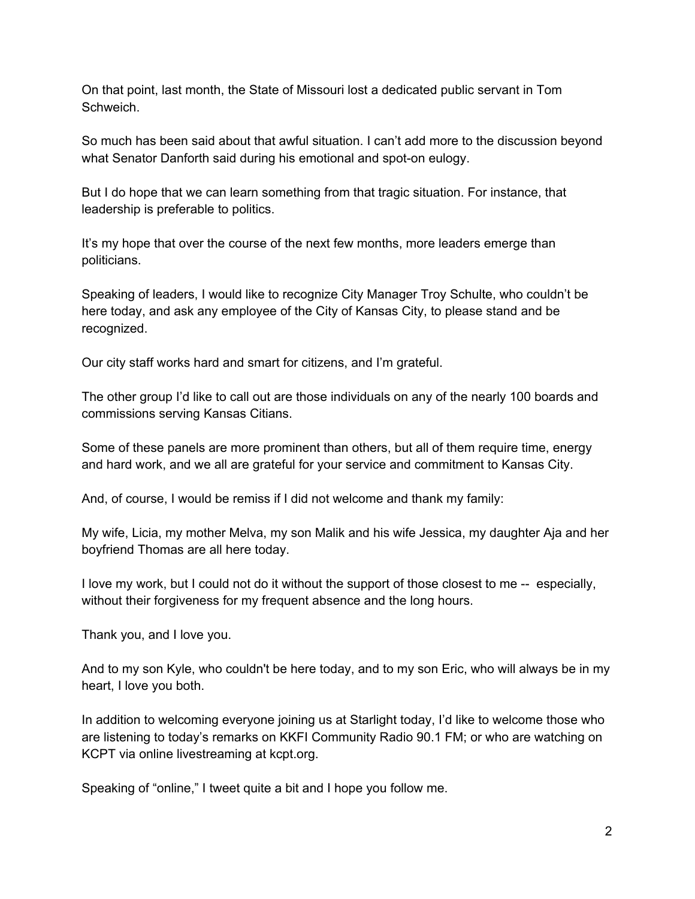On that point, last month, the State of Missouri lost a dedicated public servant in Tom Schweich.

So much has been said about that awful situation. I can't add more to the discussion beyond what Senator Danforth said during his emotional and spot-on eulogy.

But I do hope that we can learn something from that tragic situation. For instance, that leadership is preferable to politics.

It's my hope that over the course of the next few months, more leaders emerge than politicians.

Speaking of leaders, I would like to recognize City Manager Troy Schulte, who couldn't be here today, and ask any employee of the City of Kansas City, to please stand and be recognized.

Our city staff works hard and smart for citizens, and I'm grateful.

The other group I'd like to call out are those individuals on any of the nearly 100 boards and commissions serving Kansas Citians.

Some of these panels are more prominent than others, but all of them require time, energy and hard work, and we all are grateful for your service and commitment to Kansas City.

And, of course, I would be remiss if I did not welcome and thank my family:

My wife, Licia, my mother Melva, my son Malik and his wife Jessica, my daughter Aja and her boyfriend Thomas are all here today.

I love my work, but I could not do it without the support of those closest to me -- especially, without their forgiveness for my frequent absence and the long hours.

Thank you, and I love you.

And to my son Kyle, who couldn't be here today, and to my son Eric, who will always be in my heart, I love you both.

In addition to welcoming everyone joining us at Starlight today, I'd like to welcome those who are listening to today's remarks on KKFI Community Radio 90.1 FM; or who are watching on KCPT via online livestreaming at kcpt.org.

Speaking of "online," I tweet quite a bit and I hope you follow me.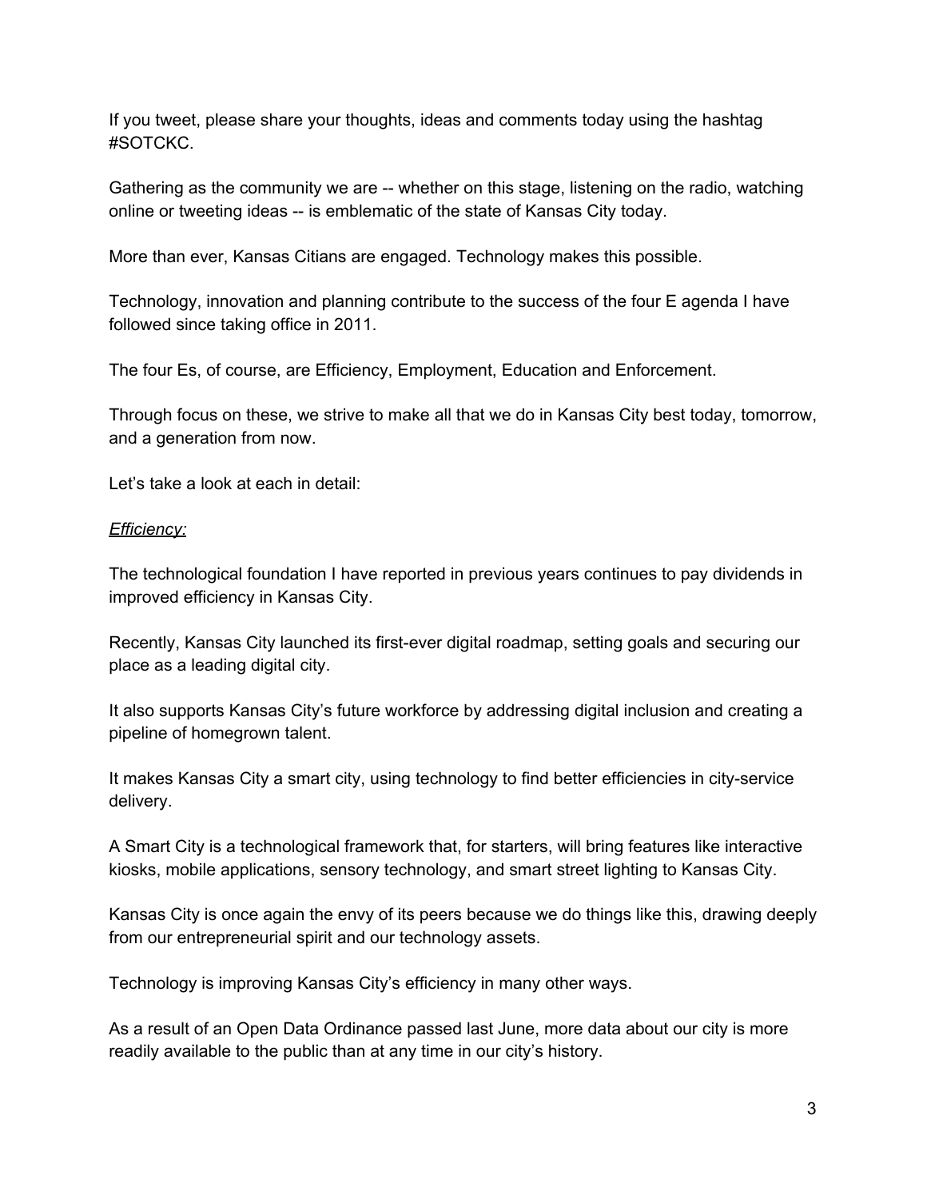If you tweet, please share your thoughts, ideas and comments today using the hashtag #SOTCKC.

Gathering as the community we are -- whether on this stage, listening on the radio, watching online or tweeting ideas -- is emblematic of the state of Kansas City today.

More than ever, Kansas Citians are engaged. Technology makes this possible.

Technology, innovation and planning contribute to the success of the four E agenda I have followed since taking office in 2011.

The four Es, of course, are Efficiency, Employment, Education and Enforcement.

Through focus on these, we strive to make all that we do in Kansas City best today, tomorrow, and a generation from now.

Let's take a look at each in detail:

*Efficiency:*

The technological foundation I have reported in previous years continues to pay dividends in improved efficiency in Kansas City.

Recently, Kansas City launched its first-ever digital roadmap, setting goals and securing our place as a leading digital city.

It also supports Kansas City's future workforce by addressing digital inclusion and creating a pipeline of homegrown talent.

It makes Kansas City a smart city, using technology to find better efficiencies in city-service delivery.

A Smart City is a technological framework that, for starters, will bring features like interactive kiosks, mobile applications, sensory technology, and smart street lighting to Kansas City.

Kansas City is once again the envy of its peers because we do things like this, drawing deeply from our entrepreneurial spirit and our technology assets.

Technology is improving Kansas City's efficiency in many other ways.

As a result of an Open Data Ordinance passed last June, more data about our city is more readily available to the public than at any time in our city's history.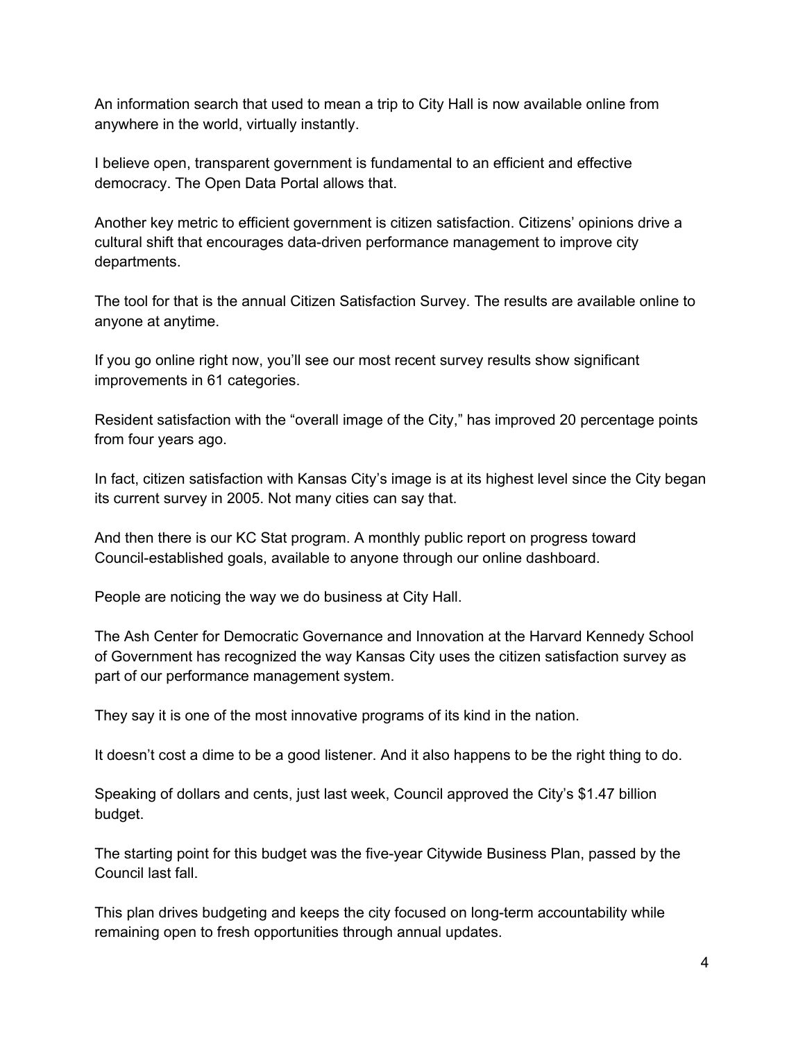An information search that used to mean a trip to City Hall is now available online from anywhere in the world, virtually instantly.

I believe open, transparent government is fundamental to an efficient and effective democracy. The Open Data Portal allows that.

Another key metric to efficient government is citizen satisfaction. Citizens' opinions drive a cultural shift that encourages data-driven performance management to improve city departments.

The tool for that is the annual Citizen Satisfaction Survey. The results are available online to anyone at anytime.

If you go online right now, you'll see our most recent survey results show significant improvements in 61 categories.

Resident satisfaction with the "overall image of the City," has improved 20 percentage points from four years ago.

In fact, citizen satisfaction with Kansas City's image is at its highest level since the City began its current survey in 2005. Not many cities can say that.

And then there is our KC Stat program. A monthly public report on progress toward Council-established goals, available to anyone through our online dashboard.

People are noticing the way we do business at City Hall.

The Ash Center for Democratic Governance and Innovation at the Harvard Kennedy School of Government has recognized the way Kansas City uses the citizen satisfaction survey as part of our performance management system.

They say it is one of the most innovative programs of its kind in the nation.

It doesn't cost a dime to be a good listener. And it also happens to be the right thing to do.

Speaking of dollars and cents, just last week, Council approved the City's $1.47 billion budget.

The starting point for this budget was the five-year Citywide Business Plan, passed by the Council last fall.

This plan drives budgeting and keeps the city focused on long-term accountability while remaining open to fresh opportunities through annual updates.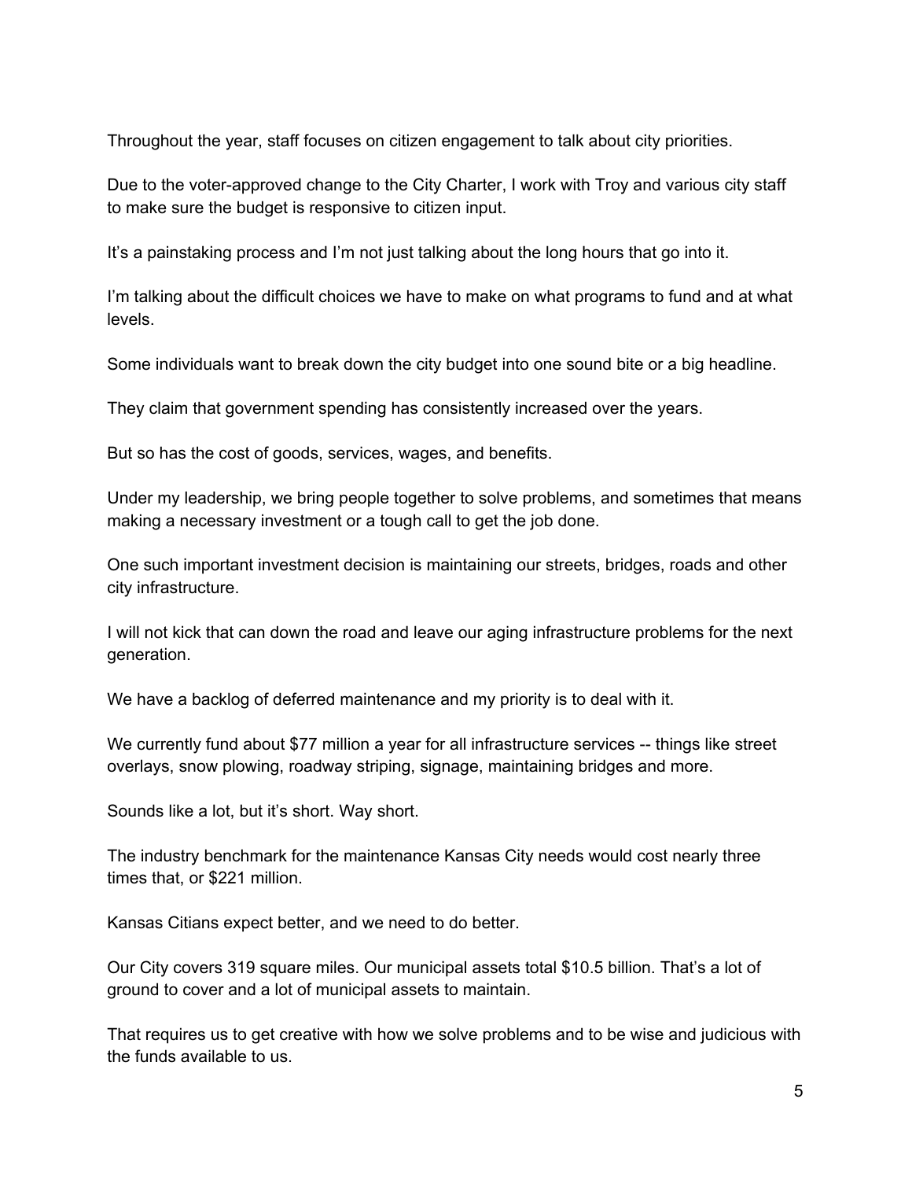Throughout the year, staff focuses on citizen engagement to talk about city priorities.

Due to the voter-approved change to the City Charter, I work with Troy and various city staff to make sure the budget is responsive to citizen input.

It's a painstaking process and I'm not just talking about the long hours that go into it.

I'm talking about the difficult choices we have to make on what programs to fund and at what levels.

Some individuals want to break down the city budget into one sound bite or a big headline.

They claim that government spending has consistently increased over the years.

But so has the cost of goods, services, wages, and benefits.

Under my leadership, we bring people together to solve problems, and sometimes that means making a necessary investment or a tough call to get the job done.

One such important investment decision is maintaining our streets, bridges, roads and other city infrastructure.

I will not kick that can down the road and leave our aging infrastructure problems for the next generation.

We have a backlog of deferred maintenance and my priority is to deal with it.

We currently fund about $77 million a year for all infrastructure services -- things like street overlays, snow plowing, roadway striping, signage, maintaining bridges and more.

Sounds like a lot, but it's short. Way short.

The industry benchmark for the maintenance Kansas City needs would cost nearly three times that, or $221 million.

Kansas Citians expect better, and we need to do better.

Our City covers 319 square miles. Our municipal assets total $10.5 billion. That's a lot of ground to cover and a lot of municipal assets to maintain.

That requires us to get creative with how we solve problems and to be wise and judicious with the funds available to us.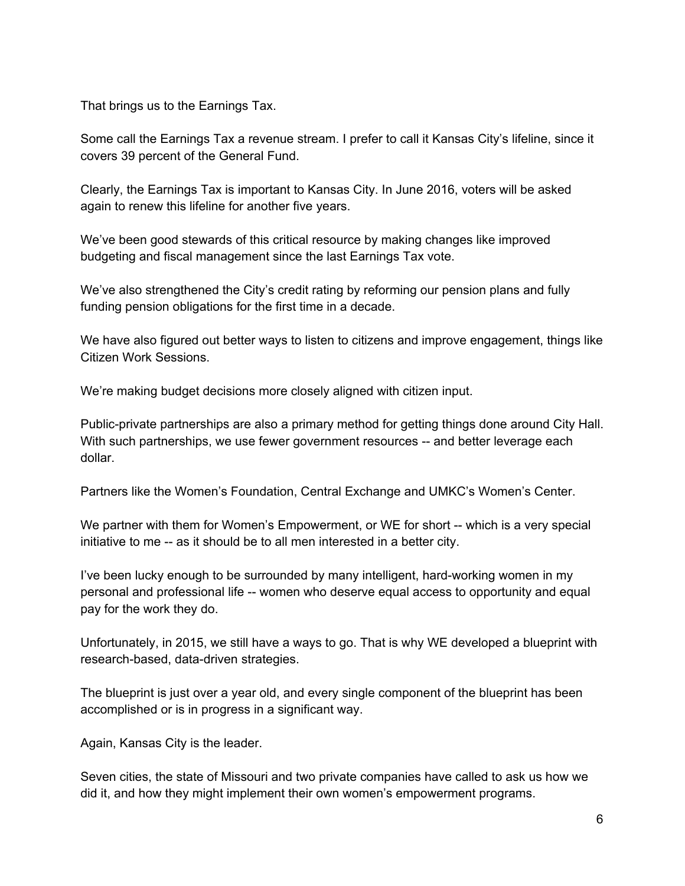That brings us to the Earnings Tax.

Some call the Earnings Tax a revenue stream. I prefer to call it Kansas City's lifeline, since it covers 39 percent of the General Fund.

Clearly, the Earnings Tax is important to Kansas City. In June 2016, voters will be asked again to renew this lifeline for another five years.

We've been good stewards of this critical resource by making changes like improved budgeting and fiscal management since the last Earnings Tax vote.

We've also strengthened the City's credit rating by reforming our pension plans and fully funding pension obligations for the first time in a decade.

We have also figured out better ways to listen to citizens and improve engagement, things like Citizen Work Sessions.

We're making budget decisions more closely aligned with citizen input.

Public-private partnerships are also a primary method for getting things done around City Hall. With such partnerships, we use fewer government resources -- and better leverage each dollar.

Partners like the Women's Foundation, Central Exchange and UMKC's Women's Center.

We partner with them for Women's Empowerment, or WE for short -- which is a very special initiative to me -- as it should be to all men interested in a better city.

I've been lucky enough to be surrounded by many intelligent, hard-working women in my personal and professional life -- women who deserve equal access to opportunity and equal pay for the work they do.

Unfortunately, in 2015, we still have a ways to go. That is why WE developed a blueprint with research-based, data-driven strategies.

The blueprint is just over a year old, and every single component of the blueprint has been accomplished or is in progress in a significant way.

Again, Kansas City is the leader.

Seven cities, the state of Missouri and two private companies have called to ask us how we did it, and how they might implement their own women's empowerment programs.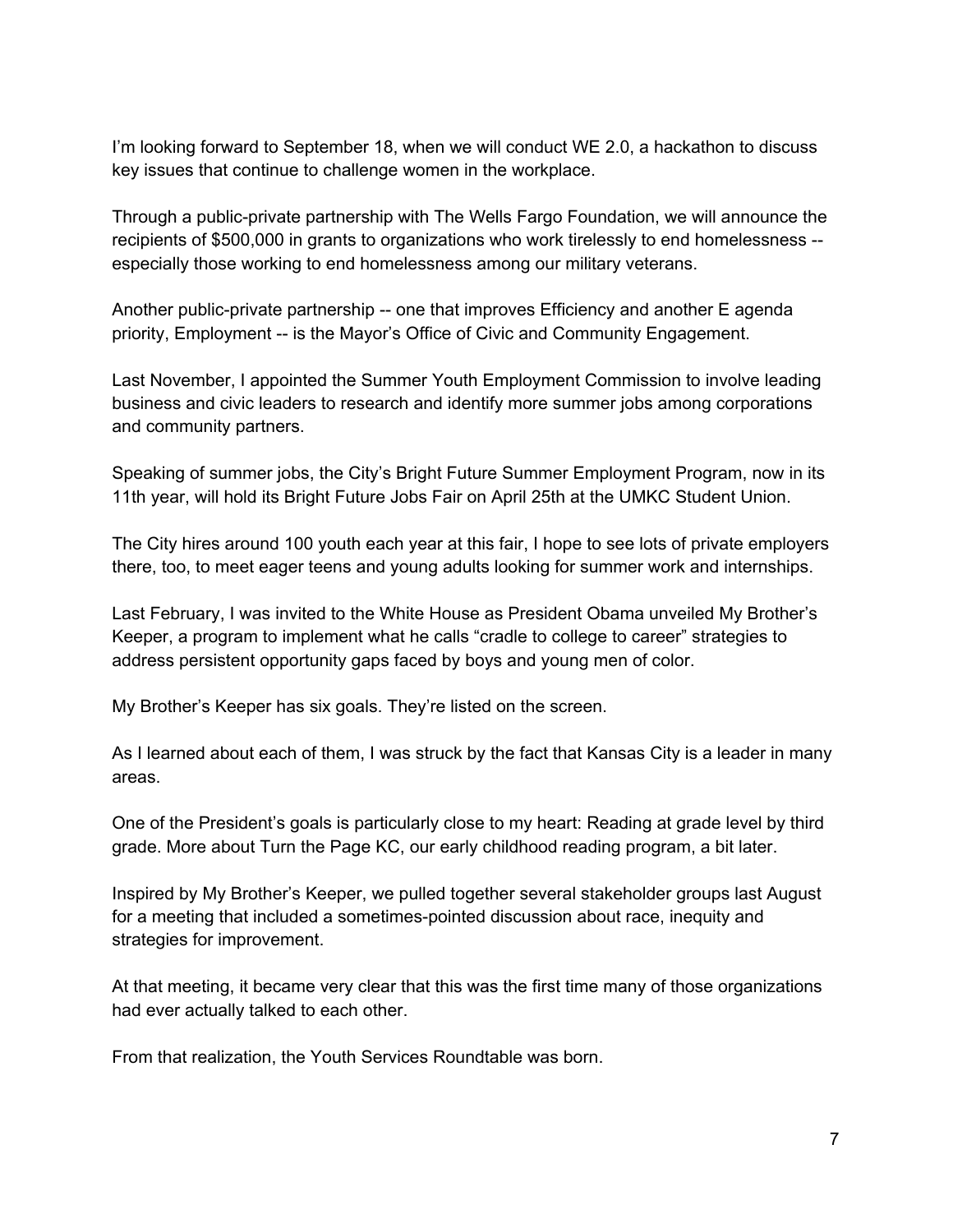I'm looking forward to September 18, when we will conduct WE 2.0, a hackathon to discuss key issues that continue to challenge women in the workplace.

Through a public-private partnership with The Wells Fargo Foundation, we will announce the recipients of $500,000 in grants to organizations who work tirelessly to end homelessness -- especially those working to end homelessness among our military veterans.

Another public-private partnership -- one that improves Efficiency and another E agenda priority, Employment -- is the Mayor's Office of Civic and Community Engagement.

Last November, I appointed the Summer Youth Employment Commission to involve leading business and civic leaders to research and identify more summer jobs among corporations and community partners.

Speaking of summer jobs, the City's Bright Future Summer Employment Program, now in its 11th year, will hold its Bright Future Jobs Fair on April 25th at the UMKC Student Union.

The City hires around 100 youth each year at this fair, I hope to see lots of private employers there, too, to meet eager teens and young adults looking for summer work and internships.

Last February, I was invited to the White House as President Obama unveiled My Brother's Keeper, a program to implement what he calls "cradle to college to career" strategies to address persistent opportunity gaps faced by boys and young men of color.

My Brother's Keeper has six goals. They're listed on the screen.

As I learned about each of them, I was struck by the fact that Kansas City is a leader in many areas.

One of the President's goals is particularly close to my heart: Reading at grade level by third grade. More about Turn the Page KC, our early childhood reading program, a bit later.

Inspired by My Brother's Keeper, we pulled together several stakeholder groups last August for a meeting that included a sometimes-pointed discussion about race, inequity and strategies for improvement.

At that meeting, it became very clear that this was the first time many of those organizations had ever actually talked to each other.

From that realization, the Youth Services Roundtable was born.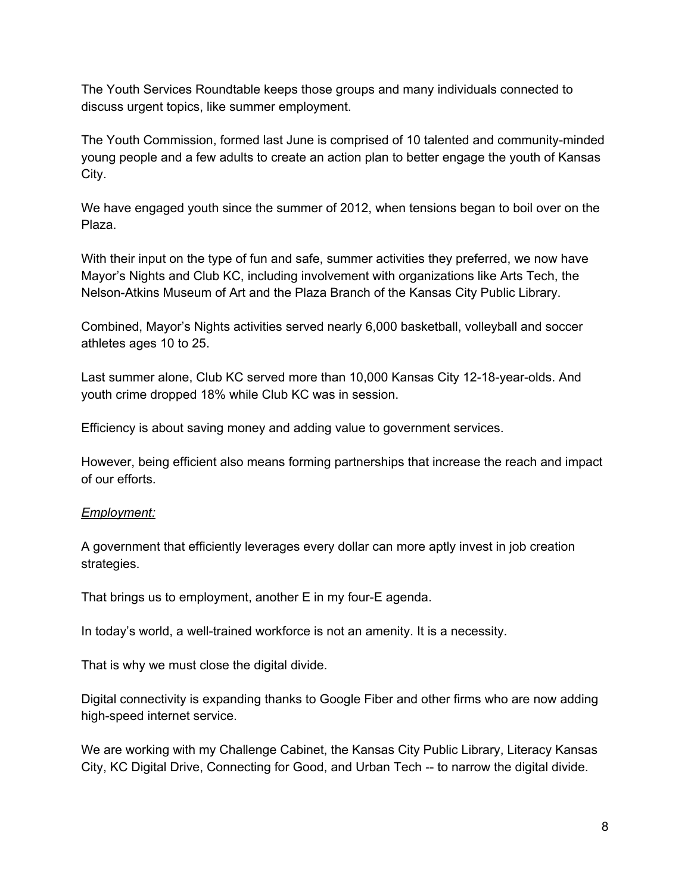The Youth Services Roundtable keeps those groups and many individuals connected to discuss urgent topics, like summer employment.

The Youth Commission, formed last June is comprised of 10 talented and community-minded young people and a few adults to create an action plan to better engage the youth of Kansas City.

We have engaged youth since the summer of 2012, when tensions began to boil over on the Plaza.

With their input on the type of fun and safe, summer activities they preferred, we now have Mayor's Nights and Club KC, including involvement with organizations like Arts Tech, the Nelson-Atkins Museum of Art and the Plaza Branch of the Kansas City Public Library.

Combined, Mayor's Nights activities served nearly 6,000 basketball, volleyball and soccer athletes ages 10 to 25.

Last summer alone, Club KC served more than 10,000 Kansas City 12-18-year-olds. And youth crime dropped 18% while Club KC was in session.

Efficiency is about saving money and adding value to government services.

However, being efficient also means forming partnerships that increase the reach and impact of our efforts.

*Employment:*

A government that efficiently leverages every dollar can more aptly invest in job creation strategies.

That brings us to employment, another E in my four-E agenda.

In today's world, a well-trained workforce is not an amenity. It is a necessity.

That is why we must close the digital divide.

Digital connectivity is expanding thanks to Google Fiber and other firms who are now adding high-speed internet service.

We are working with my Challenge Cabinet, the Kansas City Public Library, Literacy Kansas City, KC Digital Drive, Connecting for Good, and Urban Tech -- to narrow the digital divide.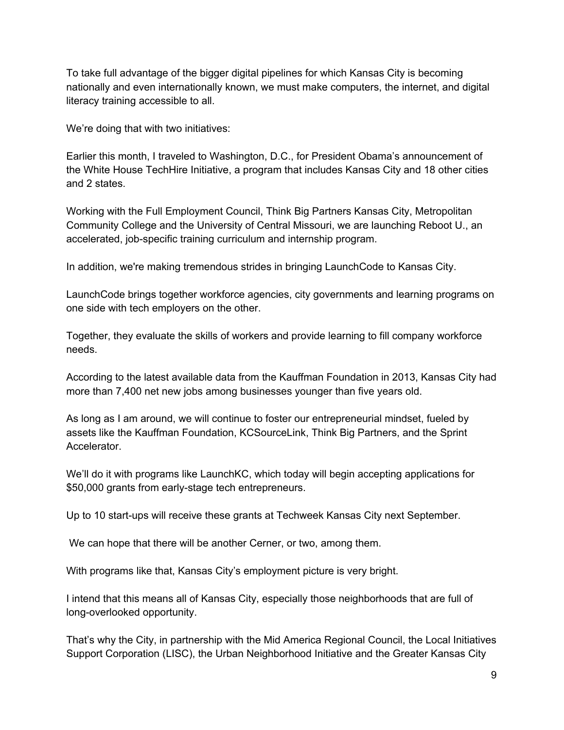To take full advantage of the bigger digital pipelines for which Kansas City is becoming nationally and even internationally known, we must make computers, the internet, and digital literacy training accessible to all.

We're doing that with two initiatives:

Earlier this month, I traveled to Washington, D.C., for President Obama's announcement of the White House TechHire Initiative, a program that includes Kansas City and 18 other cities and 2 states.

Working with the Full Employment Council, Think Big Partners Kansas City, Metropolitan Community College and the University of Central Missouri, we are launching Reboot U., an accelerated, job-specific training curriculum and internship program.

In addition, we're making tremendous strides in bringing LaunchCode to Kansas City.

LaunchCode brings together workforce agencies, city governments and learning programs on one side with tech employers on the other.

Together, they evaluate the skills of workers and provide learning to fill company workforce needs.

According to the latest available data from the Kauffman Foundation in 2013, Kansas City had more than 7,400 net new jobs among businesses younger than five years old.

As long as I am around, we will continue to foster our entrepreneurial mindset, fueled by assets like the Kauffman Foundation, KCSourceLink, Think Big Partners, and the Sprint Accelerator.

We'll do it with programs like LaunchKC, which today will begin accepting applications for $50,000 grants from early-stage tech entrepreneurs.

Up to 10 start-ups will receive these grants at Techweek Kansas City next September.

We can hope that there will be another Cerner, or two, among them.

With programs like that, Kansas City's employment picture is very bright.

I intend that this means all of Kansas City, especially those neighborhoods that are full of long-overlooked opportunity.

That's why the City, in partnership with the Mid America Regional Council, the Local Initiatives Support Corporation (LISC), the Urban Neighborhood Initiative and the Greater Kansas City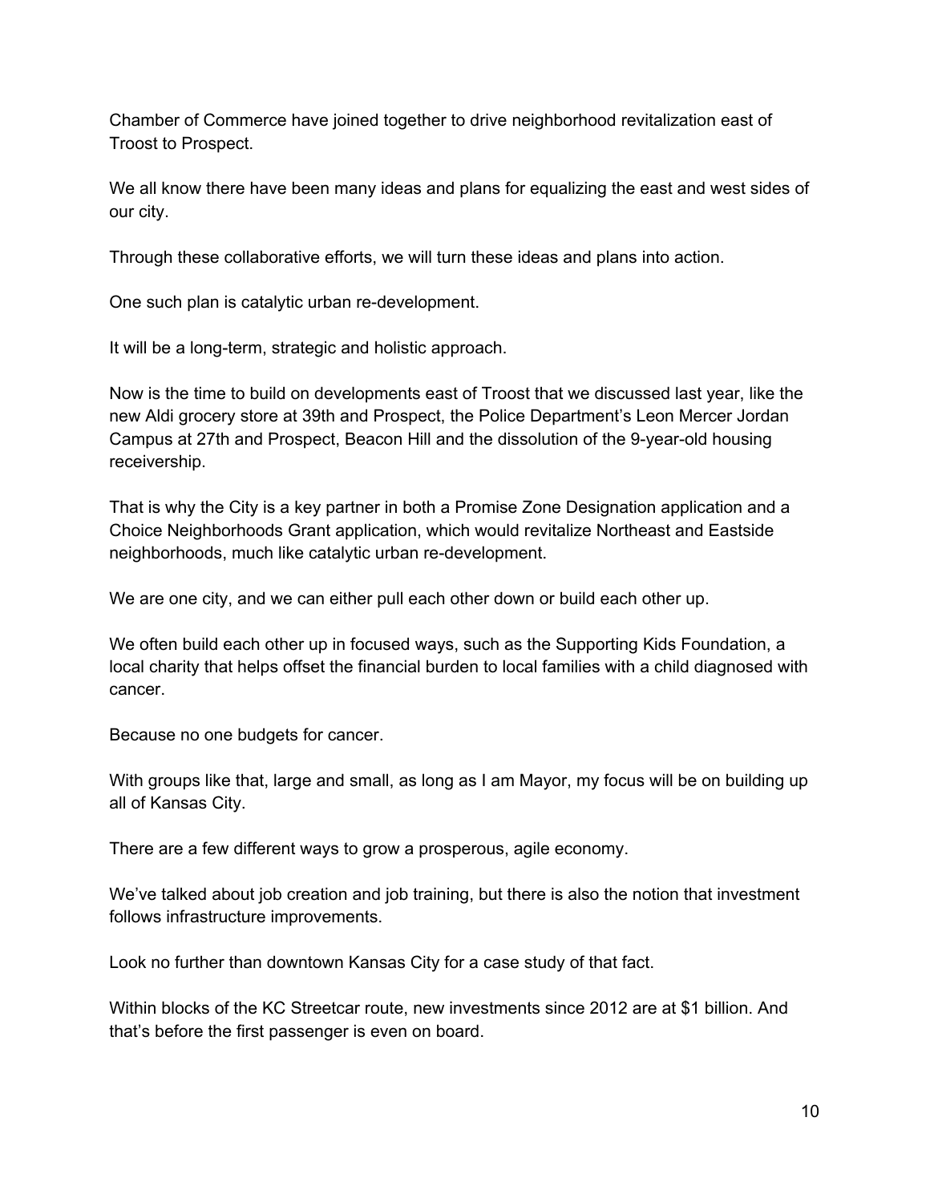Chamber of Commerce have joined together to drive neighborhood revitalization east of Troost to Prospect.

We all know there have been many ideas and plans for equalizing the east and west sides of our city.

Through these collaborative efforts, we will turn these ideas and plans into action.

One such plan is catalytic urban re-development.

It will be a long-term, strategic and holistic approach.

Now is the time to build on developments east of Troost that we discussed last year, like the new Aldi grocery store at 39th and Prospect, the Police Department's Leon Mercer Jordan Campus at 27th and Prospect, Beacon Hill and the dissolution of the 9-year-old housing receivership.

That is why the City is a key partner in both a Promise Zone Designation application and a Choice Neighborhoods Grant application, which would revitalize Northeast and Eastside neighborhoods, much like catalytic urban re-development.

We are one city, and we can either pull each other down or build each other up.

We often build each other up in focused ways, such as the Supporting Kids Foundation, a local charity that helps offset the financial burden to local families with a child diagnosed with cancer.

Because no one budgets for cancer.

With groups like that, large and small, as long as I am Mayor, my focus will be on building up all of Kansas City.

There are a few different ways to grow a prosperous, agile economy.

We've talked about job creation and job training, but there is also the notion that investment follows infrastructure improvements.

Look no further than downtown Kansas City for a case study of that fact.

Within blocks of the KC Streetcar route, new investments since 2012 are at $1 billion. And that's before the first passenger is even on board.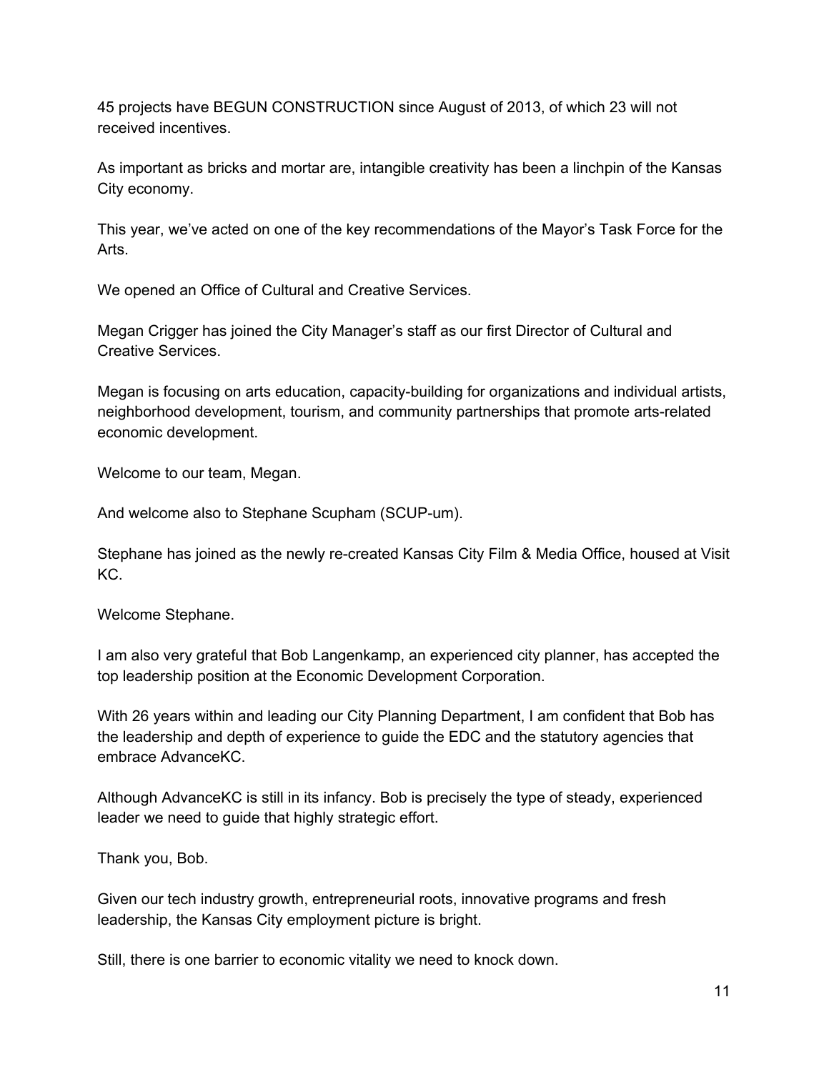45 projects have BEGUN CONSTRUCTION since August of 2013, of which 23 will not received incentives.

As important as bricks and mortar are, intangible creativity has been a linchpin of the Kansas City economy.

This year, we've acted on one of the key recommendations of the Mayor's Task Force for the Arts.

We opened an Office of Cultural and Creative Services.

Megan Crigger has joined the City Manager's staff as our first Director of Cultural and Creative Services.

Megan is focusing on arts education, capacity-building for organizations and individual artists, neighborhood development, tourism, and community partnerships that promote arts-related economic development.

Welcome to our team, Megan.

And welcome also to Stephane Scupham (SCUP-um).

Stephane has joined as the newly re-created Kansas City Film & Media Office, housed at Visit KC.

Welcome Stephane.

I am also very grateful that Bob Langenkamp, an experienced city planner, has accepted the top leadership position at the Economic Development Corporation.

With 26 years within and leading our City Planning Department, I am confident that Bob has the leadership and depth of experience to guide the EDC and the statutory agencies that embrace AdvanceKC.

Although AdvanceKC is still in its infancy. Bob is precisely the type of steady, experienced leader we need to guide that highly strategic effort.

Thank you, Bob.

Given our tech industry growth, entrepreneurial roots, innovative programs and fresh leadership, the Kansas City employment picture is bright.

Still, there is one barrier to economic vitality we need to knock down.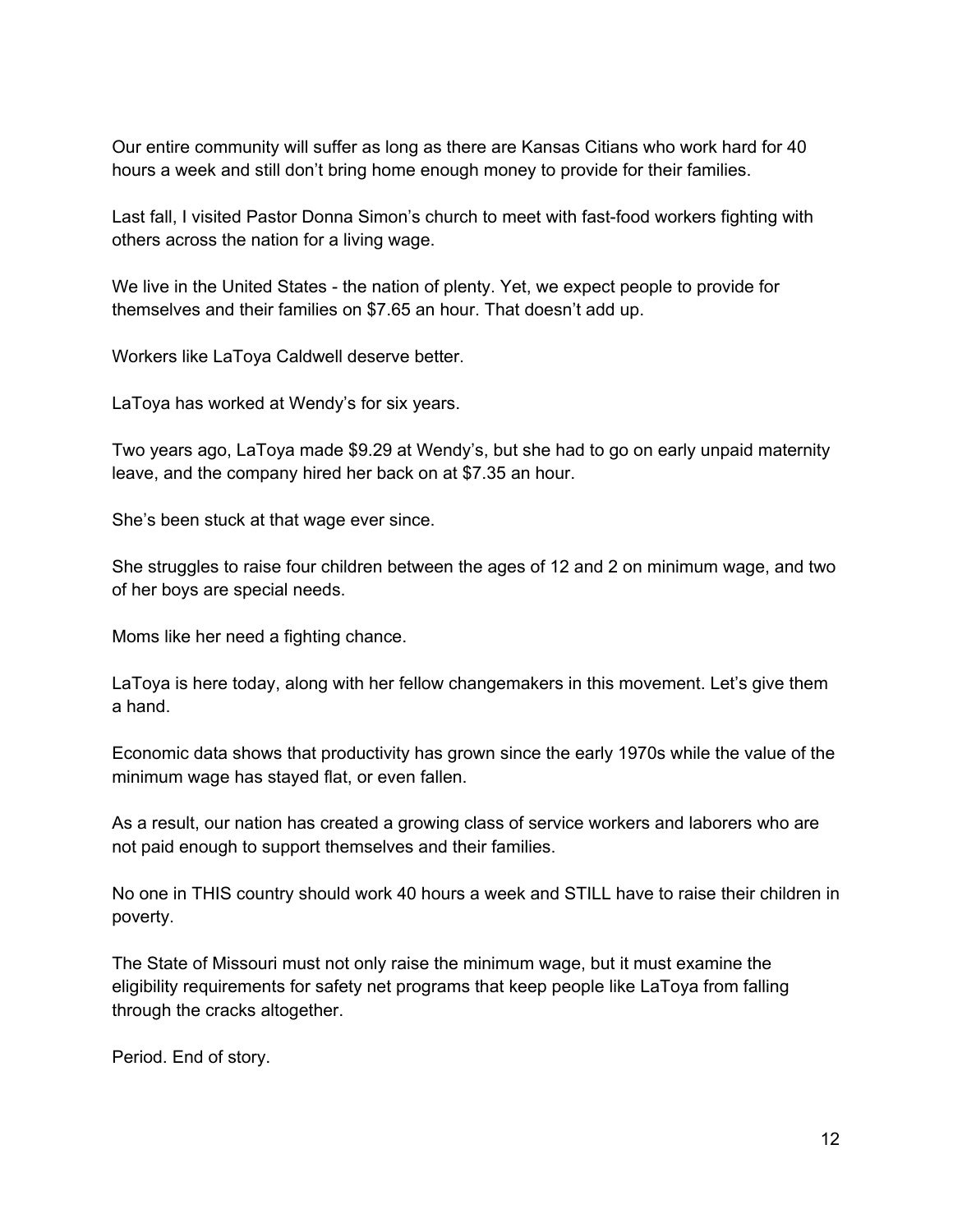Our entire community will suffer as long as there are Kansas Citians who work hard for 40 hours a week and still don't bring home enough money to provide for their families.

Last fall, I visited Pastor Donna Simon's church to meet with fast-food workers fighting with others across the nation for a living wage.

We live in the United States - the nation of plenty. Yet, we expect people to provide for themselves and their families on $7.65 an hour. That doesn't add up.

Workers like LaToya Caldwell deserve better.

LaToya has worked at Wendy's for six years.

Two years ago, LaToya made $9.29 at Wendy's, but she had to go on early unpaid maternity leave, and the company hired her back on at $7.35 an hour.

She's been stuck at that wage ever since.

She struggles to raise four children between the ages of 12 and 2 on minimum wage, and two of her boys are special needs.

Moms like her need a fighting chance.

LaToya is here today, along with her fellow changemakers in this movement. Let's give them a hand.

Economic data shows that productivity has grown since the early 1970s while the value of the minimum wage has stayed flat, or even fallen.

As a result, our nation has created a growing class of service workers and laborers who are not paid enough to support themselves and their families.

No one in THIS country should work 40 hours a week and STILL have to raise their children in poverty.

The State of Missouri must not only raise the minimum wage, but it must examine the eligibility requirements for safety net programs that keep people like LaToya from falling through the cracks altogether.

Period. End of story.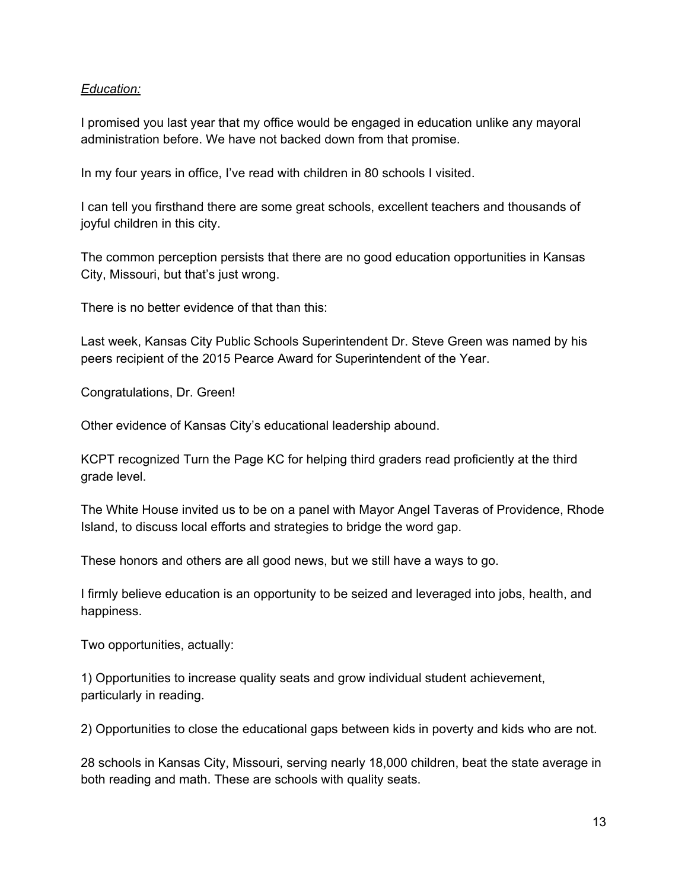*Education:*

I promised you last year that my office would be engaged in education unlike any mayoral administration before. We have not backed down from that promise.

In my four years in office, I've read with children in 80 schools I visited.

I can tell you firsthand there are some great schools, excellent teachers and thousands of joyful children in this city.

The common perception persists that there are no good education opportunities in Kansas City, Missouri, but that's just wrong.

There is no better evidence of that than this:

Last week, Kansas City Public Schools Superintendent Dr. Steve Green was named by his peers recipient of the 2015 Pearce Award for Superintendent of the Year.

Congratulations, Dr. Green!

Other evidence of Kansas City's educational leadership abound.

KCPT recognized Turn the Page KC for helping third graders read proficiently at the third grade level.

The White House invited us to be on a panel with Mayor Angel Taveras of Providence, Rhode Island, to discuss local efforts and strategies to bridge the word gap.

These honors and others are all good news, but we still have a ways to go.

I firmly believe education is an opportunity to be seized and leveraged into jobs, health, and happiness.

Two opportunities, actually:

1) Opportunities to increase quality seats and grow individual student achievement, particularly in reading.

2) Opportunities to close the educational gaps between kids in poverty and kids who are not.

28 schools in Kansas City, Missouri, serving nearly 18,000 children, beat the state average in both reading and math. These are schools with quality seats.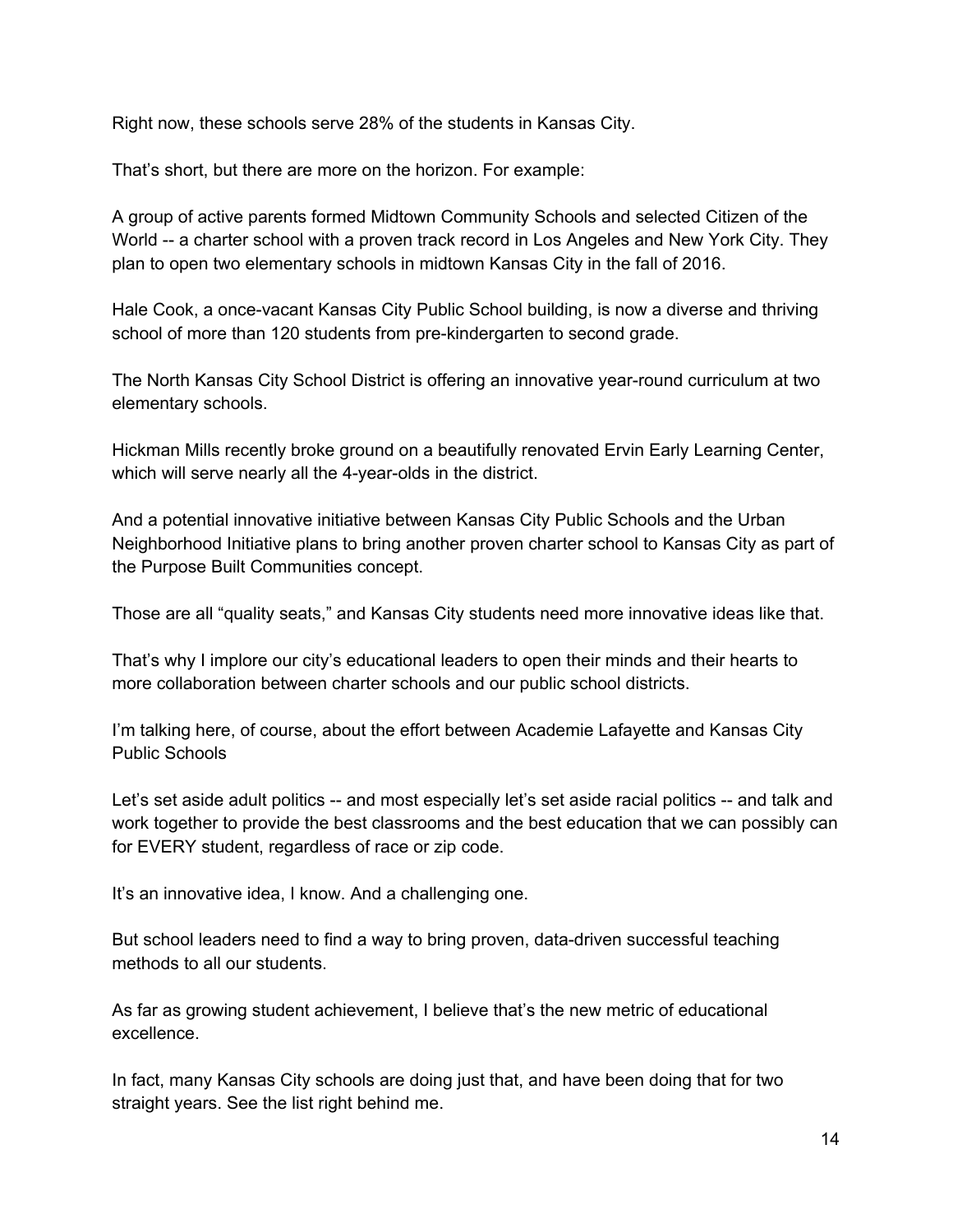Right now, these schools serve 28% of the students in Kansas City.

That's short, but there are more on the horizon. For example:

A group of active parents formed Midtown Community Schools and selected Citizen of the World -- a charter school with a proven track record in Los Angeles and New York City. They plan to open two elementary schools in midtown Kansas City in the fall of 2016.

Hale Cook, a once-vacant Kansas City Public School building, is now a diverse and thriving school of more than 120 students from pre-kindergarten to second grade.

The North Kansas City School District is offering an innovative year-round curriculum at two elementary schools.

Hickman Mills recently broke ground on a beautifully renovated Ervin Early Learning Center, which will serve nearly all the 4-year-olds in the district.

And a potential innovative initiative between Kansas City Public Schools and the Urban Neighborhood Initiative plans to bring another proven charter school to Kansas City as part of the Purpose Built Communities concept.

Those are all "quality seats," and Kansas City students need more innovative ideas like that.

That's why I implore our city's educational leaders to open their minds and their hearts to more collaboration between charter schools and our public school districts.

I'm talking here, of course, about the effort between Academie Lafayette and Kansas City Public Schools

Let's set aside adult politics -- and most especially let's set aside racial politics -- and talk and work together to provide the best classrooms and the best education that we can possibly can for EVERY student, regardless of race or zip code.

It's an innovative idea, I know. And a challenging one.

But school leaders need to find a way to bring proven, data-driven successful teaching methods to all our students.

As far as growing student achievement, I believe that's the new metric of educational excellence.

In fact, many Kansas City schools are doing just that, and have been doing that for two straight years. See the list right behind me.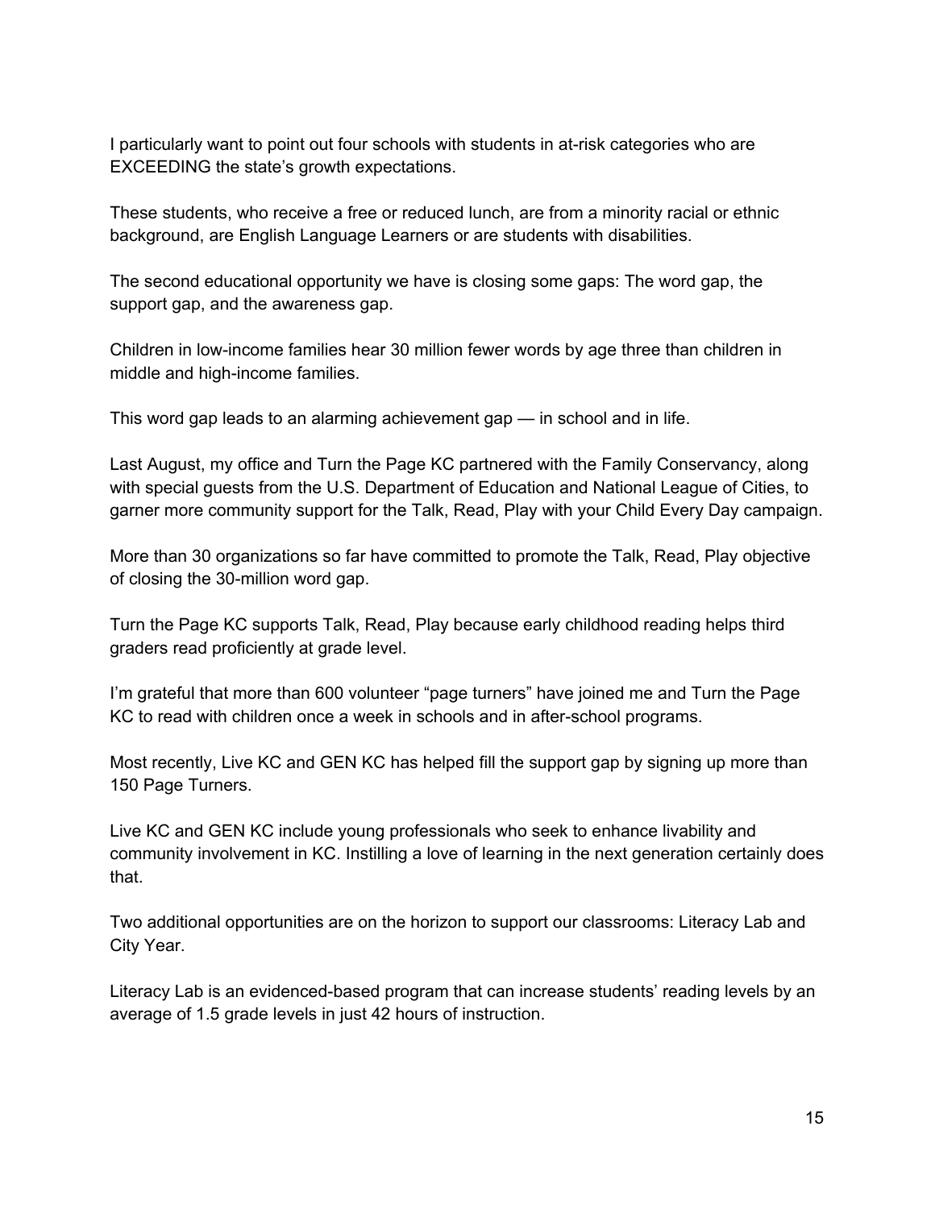I particularly want to point out four schools with students in at-risk categories who are EXCEEDING the state's growth expectations.

These students, who receive a free or reduced lunch, are from a minority racial or ethnic background, are English Language Learners or are students with disabilities.

The second educational opportunity we have is closing some gaps: The word gap, the support gap, and the awareness gap.

Children in low-income families hear 30 million fewer words by age three than children in middle and high-income families.

This word gap leads to an alarming achievement gap — in school and in life.

Last August, my office and Turn the Page KC partnered with the Family Conservancy, along with special guests from the U.S. Department of Education and National League of Cities, to garner more community support for the Talk, Read, Play with your Child Every Day campaign.

More than 30 organizations so far have committed to promote the Talk, Read, Play objective of closing the 30-million word gap.

Turn the Page KC supports Talk, Read, Play because early childhood reading helps third graders read proficiently at grade level.

I'm grateful that more than 600 volunteer "page turners" have joined me and Turn the Page KC to read with children once a week in schools and in after-school programs.

Most recently, Live KC and GEN KC has helped fill the support gap by signing up more than 150 Page Turners.

Live KC and GEN KC include young professionals who seek to enhance livability and community involvement in KC. Instilling a love of learning in the next generation certainly does that.

Two additional opportunities are on the horizon to support our classrooms: Literacy Lab and City Year.

Literacy Lab is an evidenced-based program that can increase students' reading levels by an average of 1.5 grade levels in just 42 hours of instruction.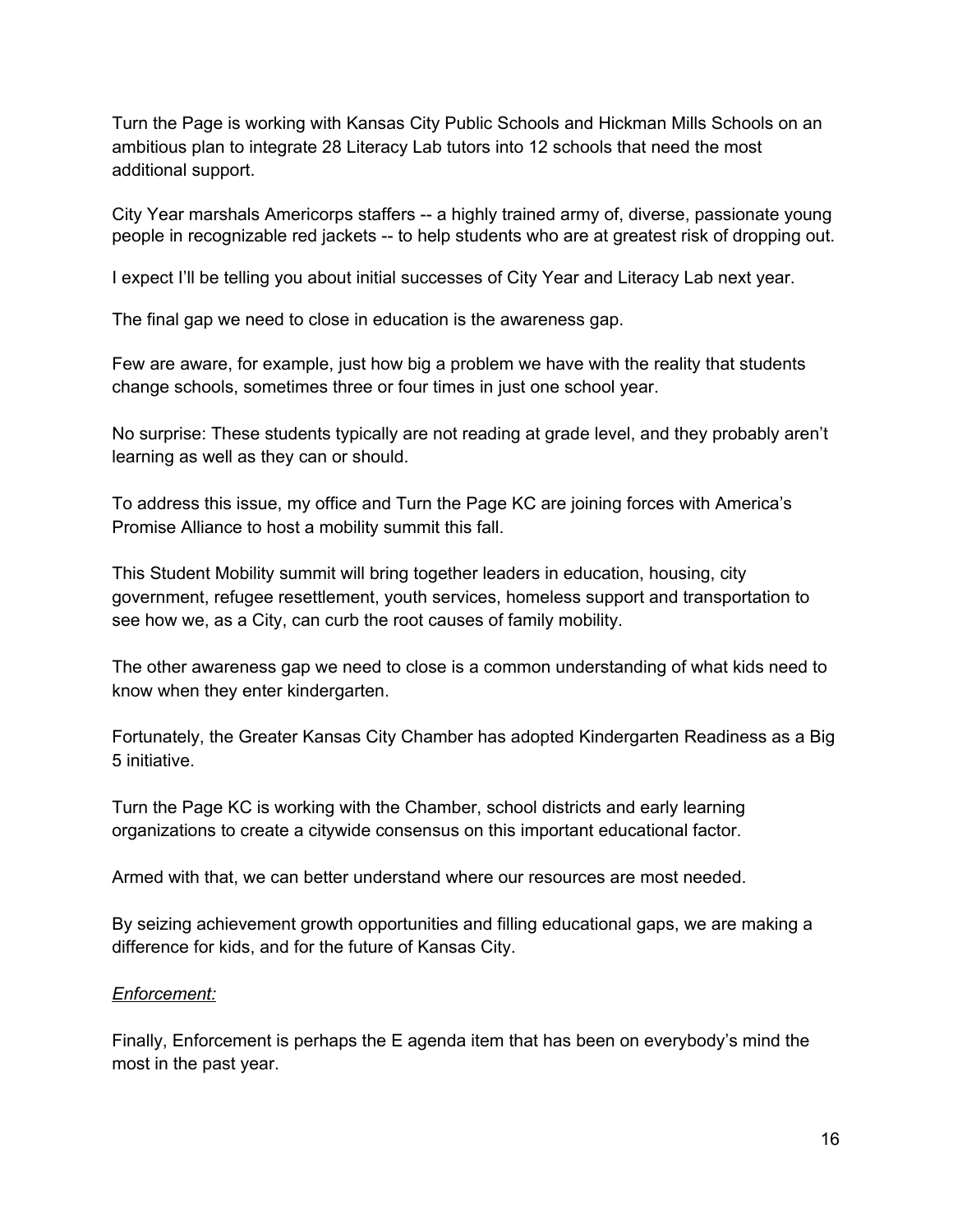Turn the Page is working with Kansas City Public Schools and Hickman Mills Schools on an ambitious plan to integrate 28 Literacy Lab tutors into 12 schools that need the most additional support.

City Year marshals Americorps staffers -- a highly trained army of, diverse, passionate young people in recognizable red jackets -- to help students who are at greatest risk of dropping out.

I expect I'll be telling you about initial successes of City Year and Literacy Lab next year.

The final gap we need to close in education is the awareness gap.

Few are aware, for example, just how big a problem we have with the reality that students change schools, sometimes three or four times in just one school year.

No surprise: These students typically are not reading at grade level, and they probably aren't learning as well as they can or should.

To address this issue, my office and Turn the Page KC are joining forces with America's Promise Alliance to host a mobility summit this fall.

This Student Mobility summit will bring together leaders in education, housing, city government, refugee resettlement, youth services, homeless support and transportation to see how we, as a City, can curb the root causes of family mobility.

The other awareness gap we need to close is a common understanding of what kids need to know when they enter kindergarten.

Fortunately, the Greater Kansas City Chamber has adopted Kindergarten Readiness as a Big 5 initiative.

Turn the Page KC is working with the Chamber, school districts and early learning organizations to create a citywide consensus on this important educational factor.

Armed with that, we can better understand where our resources are most needed.

By seizing achievement growth opportunities and filling educational gaps, we are making a difference for kids, and for the future of Kansas City.

*Enforcement:*

Finally, Enforcement is perhaps the E agenda item that has been on everybody's mind the most in the past year.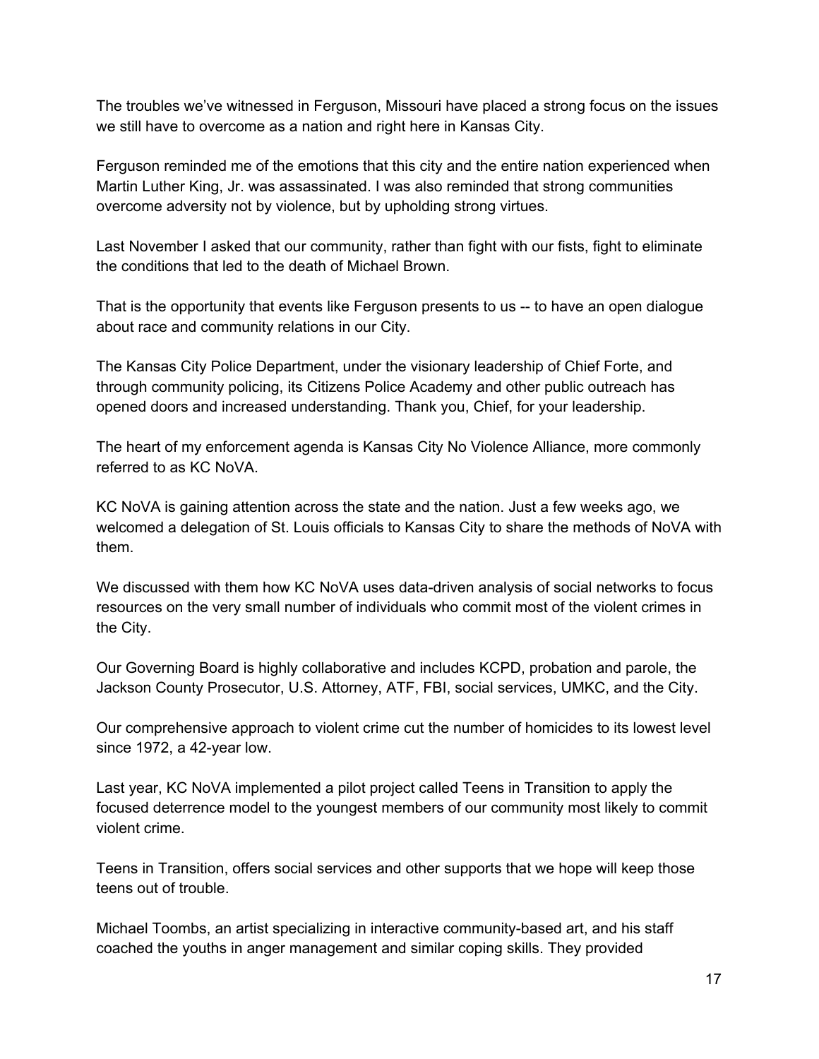The troubles we've witnessed in Ferguson, Missouri have placed a strong focus on the issues we still have to overcome as a nation and right here in Kansas City.

Ferguson reminded me of the emotions that this city and the entire nation experienced when Martin Luther King, Jr. was assassinated. I was also reminded that strong communities overcome adversity not by violence, but by upholding strong virtues.

Last November I asked that our community, rather than fight with our fists, fight to eliminate the conditions that led to the death of Michael Brown.

That is the opportunity that events like Ferguson presents to us -- to have an open dialogue about race and community relations in our City.

The Kansas City Police Department, under the visionary leadership of Chief Forte, and through community policing, its Citizens Police Academy and other public outreach has opened doors and increased understanding. Thank you, Chief, for your leadership.

The heart of my enforcement agenda is Kansas City No Violence Alliance, more commonly referred to as KC NoVA.

KC NoVA is gaining attention across the state and the nation. Just a few weeks ago, we welcomed a delegation of St. Louis officials to Kansas City to share the methods of NoVA with them.

We discussed with them how KC NoVA uses data-driven analysis of social networks to focus resources on the very small number of individuals who commit most of the violent crimes in the City.

Our Governing Board is highly collaborative and includes KCPD, probation and parole, the Jackson County Prosecutor, U.S. Attorney, ATF, FBI, social services, UMKC, and the City.

Our comprehensive approach to violent crime cut the number of homicides to its lowest level since 1972, a 42-year low.

Last year, KC NoVA implemented a pilot project called Teens in Transition to apply the focused deterrence model to the youngest members of our community most likely to commit violent crime.

Teens in Transition, offers social services and other supports that we hope will keep those teens out of trouble.

Michael Toombs, an artist specializing in interactive community-based art, and his staff coached the youths in anger management and similar coping skills. They provided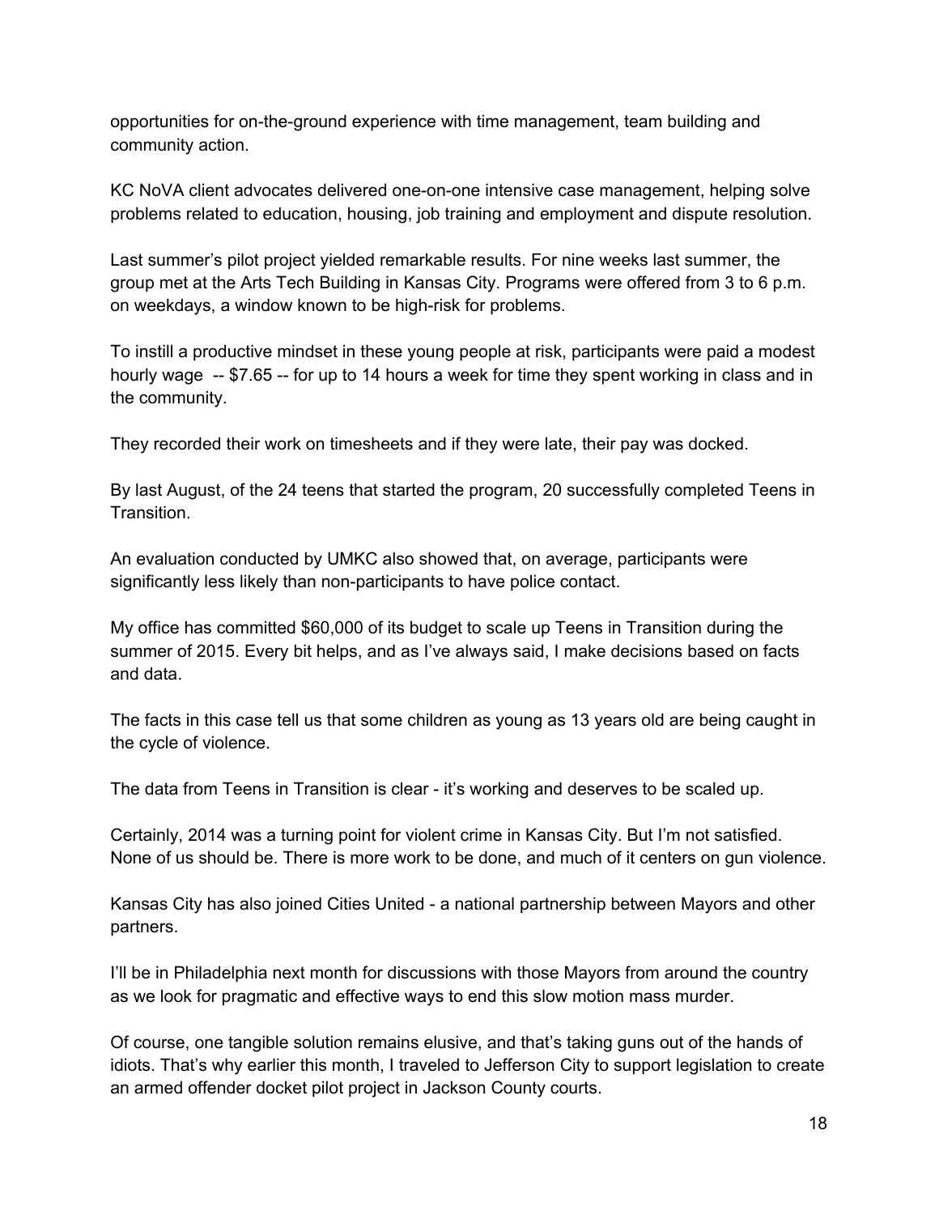opportunities for on-the-ground experience with time management, team building and community action.

KC NoVA client advocates delivered one-on-one intensive case management, helping solve problems related to education, housing, job training and employment and dispute resolution.

Last summer's pilot project yielded remarkable results. For nine weeks last summer, the group met at the Arts Tech Building in Kansas City. Programs were offered from 3 to 6 p.m. on weekdays, a window known to be high-risk for problems.

To instill a productive mindset in these young people at risk, participants were paid a modest hourly wage -- $7.65 -- for up to 14 hours a week for time they spent working in class and in the community.

They recorded their work on timesheets and if they were late, their pay was docked.

By last August, of the 24 teens that started the program, 20 successfully completed Teens in Transition.

An evaluation conducted by UMKC also showed that, on average, participants were significantly less likely than non-participants to have police contact.

My office has committed $60,000 of its budget to scale up Teens in Transition during the summer of 2015. Every bit helps, and as I've always said, I make decisions based on facts and data.

The facts in this case tell us that some children as young as 13 years old are being caught in the cycle of violence.

The data from Teens in Transition is clear - it's working and deserves to be scaled up.

Certainly, 2014 was a turning point for violent crime in Kansas City. But I'm not satisfied. None of us should be. There is more work to be done, and much of it centers on gun violence.

Kansas City has also joined Cities United - a national partnership between Mayors and other partners.

I'll be in Philadelphia next month for discussions with those Mayors from around the country as we look for pragmatic and effective ways to end this slow motion mass murder.

Of course, one tangible solution remains elusive, and that's taking guns out of the hands of idiots. That's why earlier this month, I traveled to Jefferson City to support legislation to create an armed offender docket pilot project in Jackson County courts.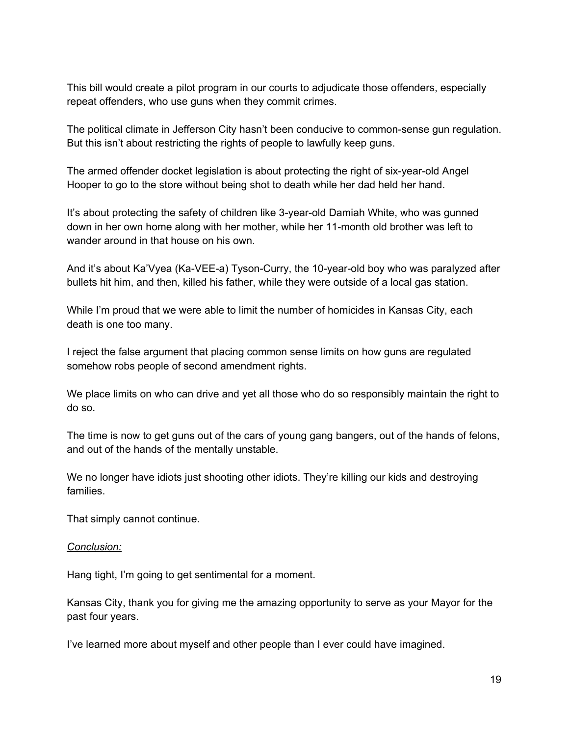This bill would create a pilot program in our courts to adjudicate those offenders, especially repeat offenders, who use guns when they commit crimes.

The political climate in Jefferson City hasn't been conducive to common-sense gun regulation. But this isn't about restricting the rights of people to lawfully keep guns.

The armed offender docket legislation is about protecting the right of six-year-old Angel Hooper to go to the store without being shot to death while her dad held her hand.

It's about protecting the safety of children like 3-year-old Damiah White, who was gunned down in her own home along with her mother, while her 11-month old brother was left to wander around in that house on his own.

And it's about Ka'Vyea (Ka-VEE-a) Tyson-Curry, the 10-year-old boy who was paralyzed after bullets hit him, and then, killed his father, while they were outside of a local gas station.

While I'm proud that we were able to limit the number of homicides in Kansas City, each death is one too many.

I reject the false argument that placing common sense limits on how guns are regulated somehow robs people of second amendment rights.

We place limits on who can drive and yet all those who do so responsibly maintain the right to do so.

The time is now to get guns out of the cars of young gang bangers, out of the hands of felons, and out of the hands of the mentally unstable.

We no longer have idiots just shooting other idiots. They're killing our kids and destroying families.

That simply cannot continue.

*Conclusion:*

Hang tight, I'm going to get sentimental for a moment.

Kansas City, thank you for giving me the amazing opportunity to serve as your Mayor for the past four years.

I've learned more about myself and other people than I ever could have imagined.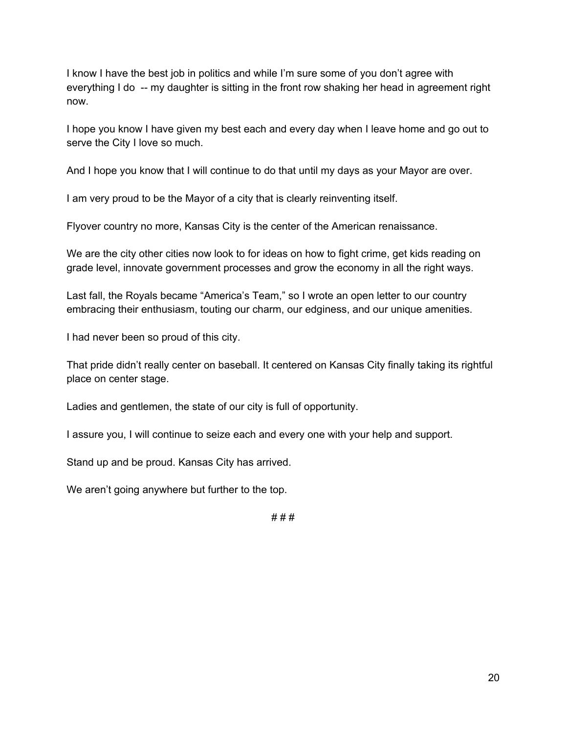I know I have the best job in politics and while I'm sure some of you don't agree with everything I do  -- my daughter is sitting in the front row shaking her head in agreement right now.

I hope you know I have given my best each and every day when I leave home and go out to serve the City I love so much.

And I hope you know that I will continue to do that until my days as your Mayor are over.

I am very proud to be the Mayor of a city that is clearly reinventing itself.

Flyover country no more, Kansas City is the center of the American renaissance.

We are the city other cities now look to for ideas on how to fight crime, get kids reading on grade level, innovate government processes and grow the economy in all the right ways.

Last fall, the Royals became "America's Team," so I wrote an open letter to our country embracing their enthusiasm, touting our charm, our edginess, and our unique amenities.

I had never been so proud of this city.

That pride didn't really center on baseball. It centered on Kansas City finally taking its rightful place on center stage.

Ladies and gentlemen, the state of our city is full of opportunity.

I assure you, I will continue to seize each and every one with your help and support.

Stand up and be proud. Kansas City has arrived.

We aren't going anywhere but further to the top.

# # #